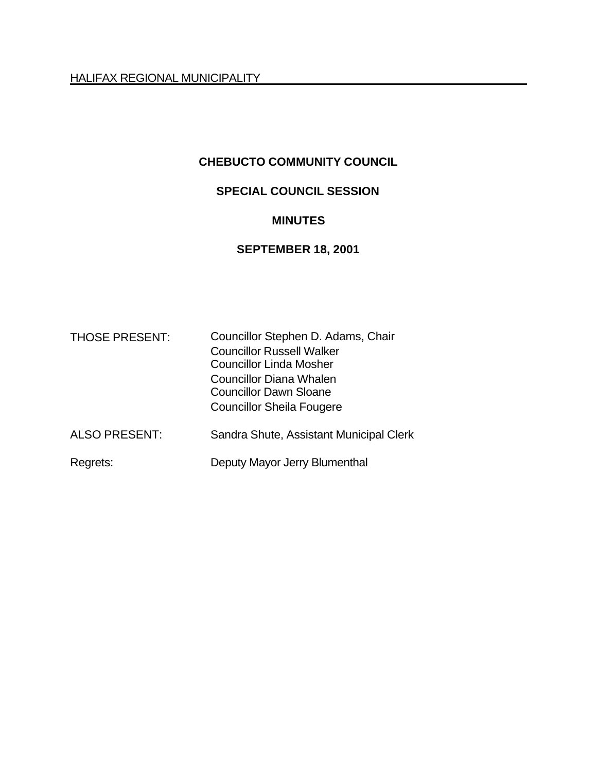HALIFAX REGIONAL MUNICIPALITY

# CHEBUCTO COMMUNITY COUNCIL

## SPECIAL COUNCIL SESSION

## MINUTES

## SEPTEMBER 18, 2001

| | |
|---|---|
| THOSE PRESENT: | Councillor Stephen D. Adams, Chair<br>Councillor Russell Walker<br>Councillor Linda Mosher<br>Councillor Diana Whalen<br>Councillor Dawn Sloane<br>Councillor Sheila Fougere |
| ALSO PRESENT: | Sandra Shute, Assistant Municipal Clerk |
| Regrets: | Deputy Mayor Jerry Blumenthal |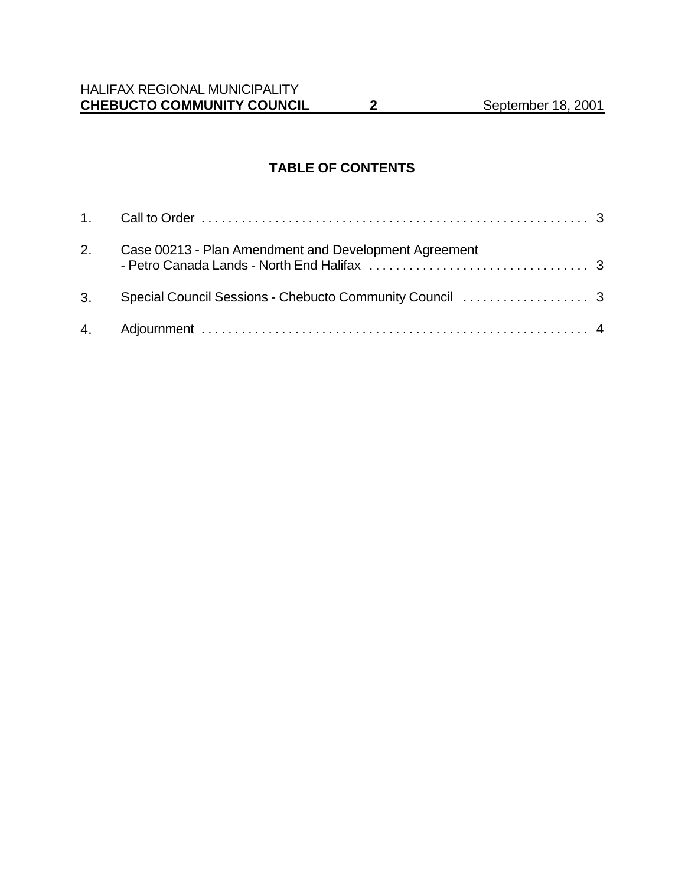## TABLE OF CONTENTS

1. Call to Order . . . . . . . . . . . . . . . . . . . . . . . . . . . . . . . . . . . . . . . . . . . . . . . . . . . . . . . . . 3

2. Case 00213 - Plan Amendment and Development Agreement
   - Petro Canada Lands - North End Halifax . . . . . . . . . . . . . . . . . . . . . . . . . . . . . . . . . 3

3. Special Council Sessions - Chebucto Community Council . . . . . . . . . . . . . . . . . . . 3

4. Adjournment . . . . . . . . . . . . . . . . . . . . . . . . . . . . . . . . . . . . . . . . . . . . . . . . . . . . . . . . . 4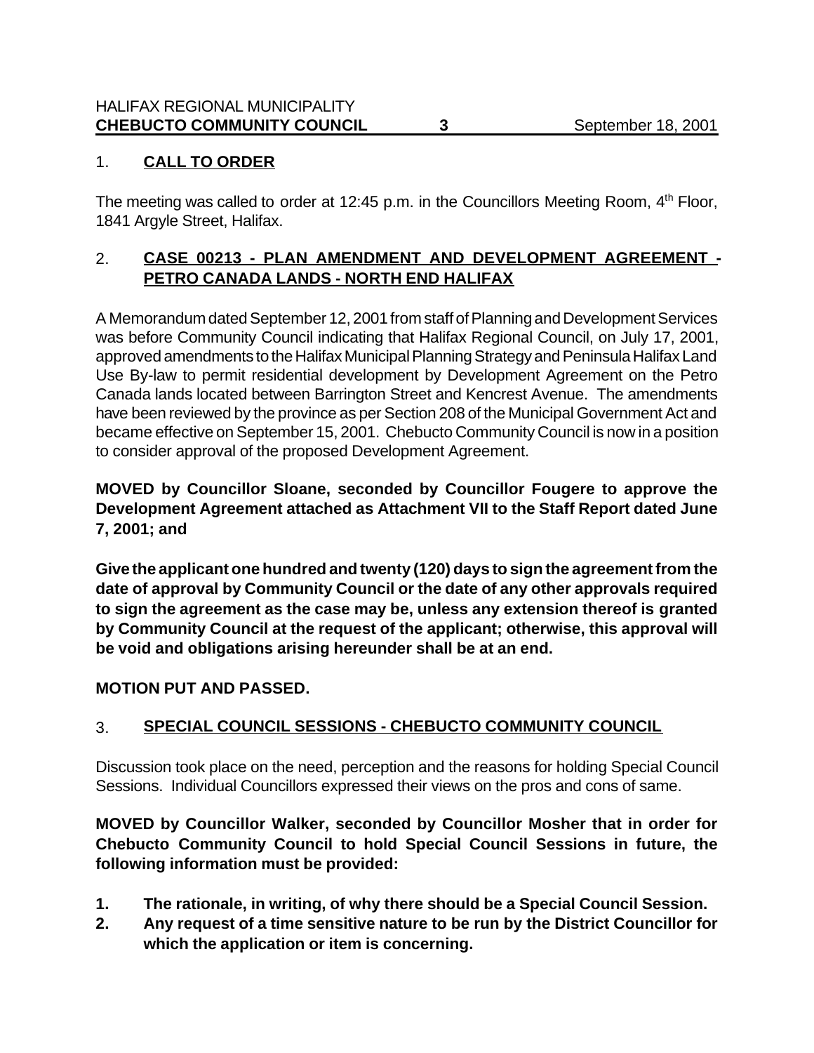## 1. CALL TO ORDER

The meeting was called to order at 12:45 p.m. in the Councillors Meeting Room, 4th Floor, 1841 Argyle Street, Halifax.

## 2. CASE 00213 - PLAN AMENDMENT AND DEVELOPMENT AGREEMENT - PETRO CANADA LANDS - NORTH END HALIFAX

A Memorandum dated September 12, 2001 from staff of Planning and Development Services was before Community Council indicating that Halifax Regional Council, on July 17, 2001, approved amendments to the Halifax Municipal Planning Strategy and Peninsula Halifax Land Use By-law to permit residential development by Development Agreement on the Petro Canada lands located between Barrington Street and Kencrest Avenue. The amendments have been reviewed by the province as per Section 208 of the Municipal Government Act and became effective on September 15, 2001. Chebucto Community Council is now in a position to consider approval of the proposed Development Agreement.

**MOVED by Councillor Sloane, seconded by Councillor Fougere to approve the Development Agreement attached as Attachment VII to the Staff Report dated June 7, 2001; and**

**Give the applicant one hundred and twenty (120) days to sign the agreement from the date of approval by Community Council or the date of any other approvals required to sign the agreement as the case may be, unless any extension thereof is granted by Community Council at the request of the applicant; otherwise, this approval will be void and obligations arising hereunder shall be at an end.**

**MOTION PUT AND PASSED.**

## 3. SPECIAL COUNCIL SESSIONS - CHEBUCTO COMMUNITY COUNCIL

Discussion took place on the need, perception and the reasons for holding Special Council Sessions. Individual Councillors expressed their views on the pros and cons of same.

**MOVED by Councillor Walker, seconded by Councillor Mosher that in order for Chebucto Community Council to hold Special Council Sessions in future, the following information must be provided:**

1. **The rationale, in writing, of why there should be a Special Council Session.**
2. **Any request of a time sensitive nature to be run by the District Councillor for which the application or item is concerning.**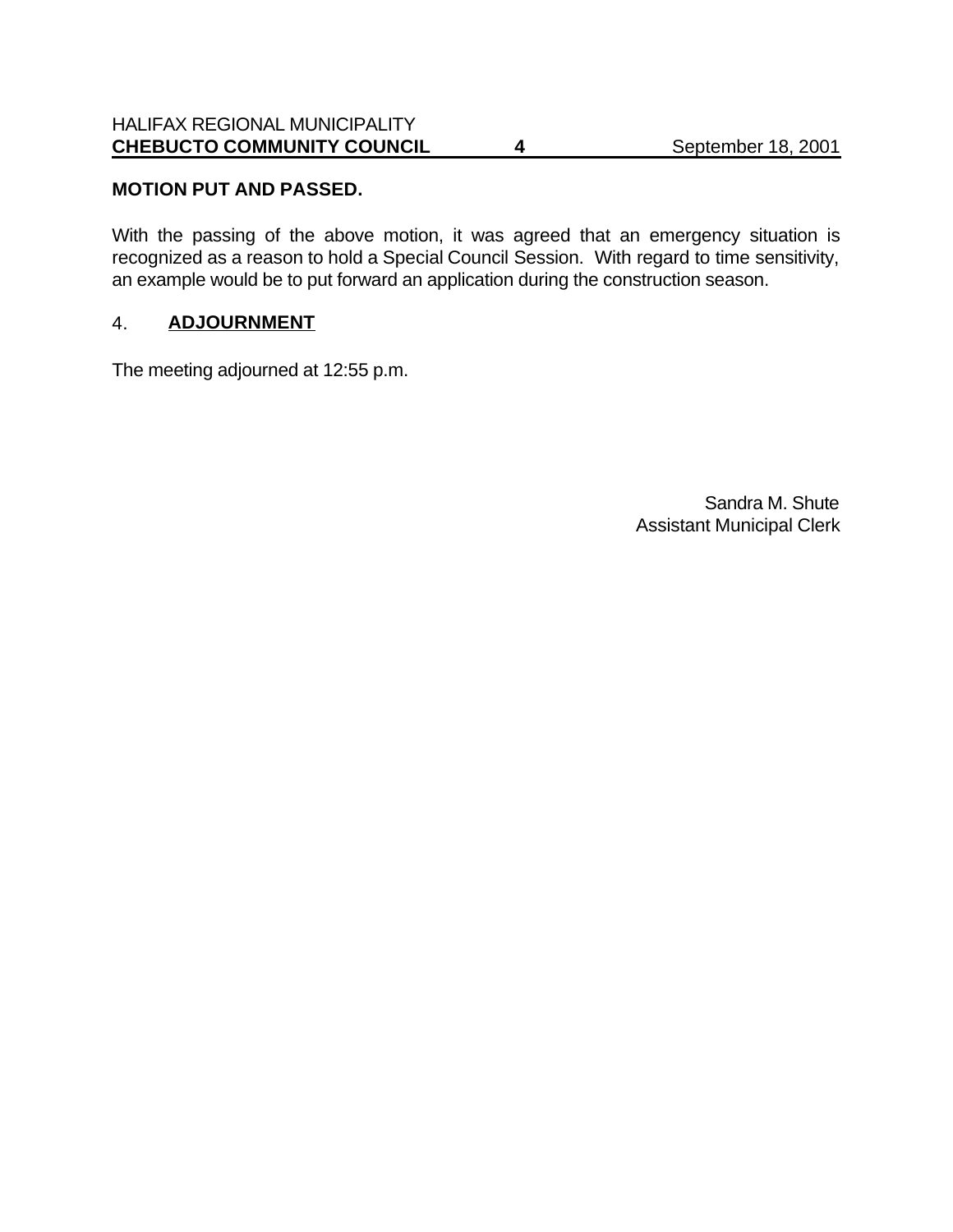**MOTION PUT AND PASSED.**

With the passing of the above motion, it was agreed that an emergency situation is recognized as a reason to hold a Special Council Session. With regard to time sensitivity, an example would be to put forward an application during the construction season.

## 4. ADJOURNMENT

The meeting adjourned at 12:55 p.m.

Sandra M. Shute
Assistant Municipal Clerk